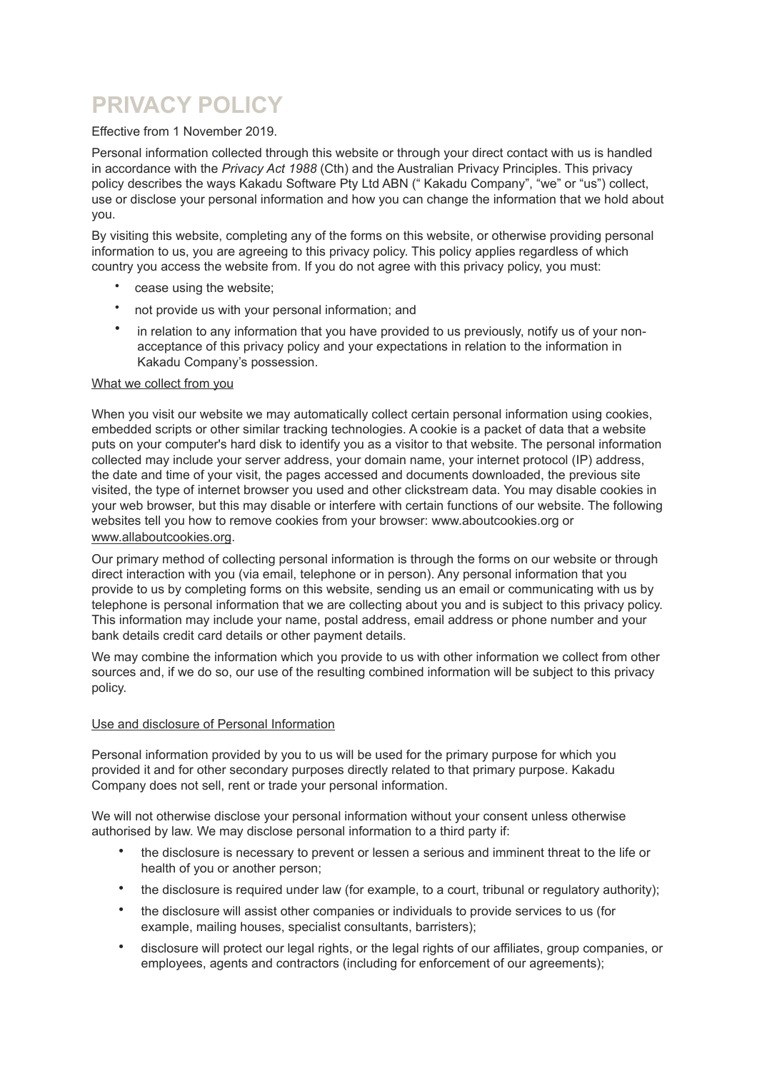# PRIVACY POLICY

Effective from 1 November 2019.

Personal information collected through this website or through your direct contact with us is handled in accordance with the *Privacy Act 1988* (Cth) and the Australian Privacy Principles. This privacy policy describes the ways Kakadu Software Pty Ltd ABN (" Kakadu Company", "we" or "us") collect, use or disclose your personal information and how you can change the information that we hold about you.

By visiting this website, completing any of the forms on this website, or otherwise providing personal information to us, you are agreeing to this privacy policy. This policy applies regardless of which country you access the website from. If you do not agree with this privacy policy, you must:

- cease using the website;
- not provide us with your personal information; and
- in relation to any information that you have provided to us previously, notify us of your non-acceptance of this privacy policy and your expectations in relation to the information in Kakadu Company's possession.

## What we collect from you

When you visit our website we may automatically collect certain personal information using cookies, embedded scripts or other similar tracking technologies. A cookie is a packet of data that a website puts on your computer's hard disk to identify you as a visitor to that website. The personal information collected may include your server address, your domain name, your internet protocol (IP) address, the date and time of your visit, the pages accessed and documents downloaded, the previous site visited, the type of internet browser you used and other clickstream data. You may disable cookies in your web browser, but this may disable or interfere with certain functions of our website. The following websites tell you how to remove cookies from your browser: www.aboutcookies.org or www.allaboutcookies.org.

Our primary method of collecting personal information is through the forms on our website or through direct interaction with you (via email, telephone or in person). Any personal information that you provide to us by completing forms on this website, sending us an email or communicating with us by telephone is personal information that we are collecting about you and is subject to this privacy policy. This information may include your name, postal address, email address or phone number and your bank details credit card details or other payment details.

We may combine the information which you provide to us with other information we collect from other sources and, if we do so, our use of the resulting combined information will be subject to this privacy policy.

## Use and disclosure of Personal Information

Personal information provided by you to us will be used for the primary purpose for which you provided it and for other secondary purposes directly related to that primary purpose. Kakadu Company does not sell, rent or trade your personal information.

We will not otherwise disclose your personal information without your consent unless otherwise authorised by law. We may disclose personal information to a third party if:

- the disclosure is necessary to prevent or lessen a serious and imminent threat to the life or health of you or another person;
- the disclosure is required under law (for example, to a court, tribunal or regulatory authority);
- the disclosure will assist other companies or individuals to provide services to us (for example, mailing houses, specialist consultants, barristers);
- disclosure will protect our legal rights, or the legal rights of our affiliates, group companies, or employees, agents and contractors (including for enforcement of our agreements);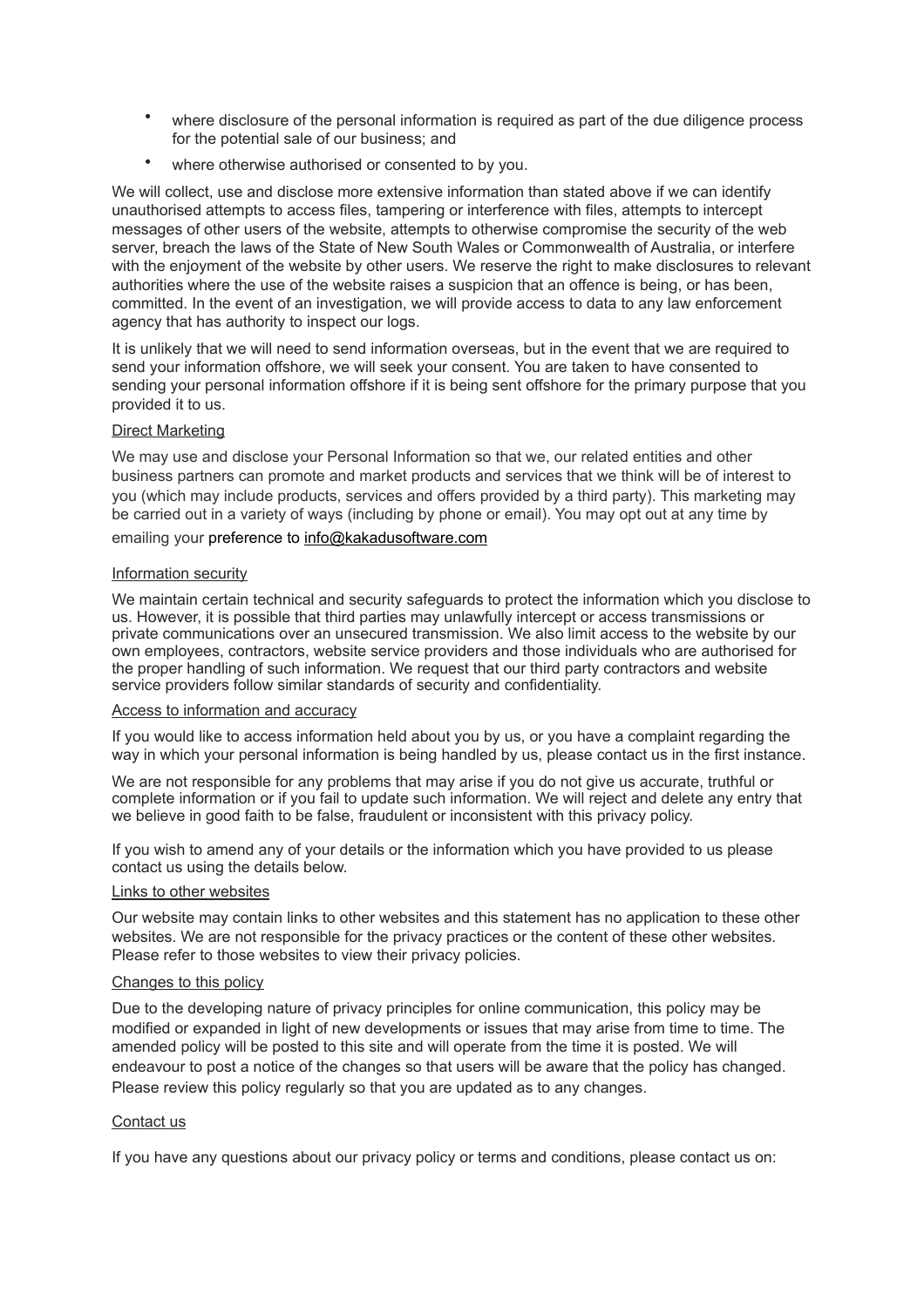- where disclosure of the personal information is required as part of the due diligence process for the potential sale of our business; and
- where otherwise authorised or consented to by you.

We will collect, use and disclose more extensive information than stated above if we can identify unauthorised attempts to access files, tampering or interference with files, attempts to intercept messages of other users of the website, attempts to otherwise compromise the security of the web server, breach the laws of the State of New South Wales or Commonwealth of Australia, or interfere with the enjoyment of the website by other users. We reserve the right to make disclosures to relevant authorities where the use of the website raises a suspicion that an offence is being, or has been, committed. In the event of an investigation, we will provide access to data to any law enforcement agency that has authority to inspect our logs.

It is unlikely that we will need to send information overseas, but in the event that we are required to send your information offshore, we will seek your consent. You are taken to have consented to sending your personal information offshore if it is being sent offshore for the primary purpose that you provided it to us.

Direct Marketing

We may use and disclose your Personal Information so that we, our related entities and other business partners can promote and market products and services that we think will be of interest to you (which may include products, services and offers provided by a third party). This marketing may be carried out in a variety of ways (including by phone or email). You may opt out at any time by emailing your preference to info@kakadusoftware.com

Information security

We maintain certain technical and security safeguards to protect the information which you disclose to us. However, it is possible that third parties may unlawfully intercept or access transmissions or private communications over an unsecured transmission. We also limit access to the website by our own employees, contractors, website service providers and those individuals who are authorised for the proper handling of such information. We request that our third party contractors and website service providers follow similar standards of security and confidentiality.

Access to information and accuracy

If you would like to access information held about you by us, or you have a complaint regarding the way in which your personal information is being handled by us, please contact us in the first instance.

We are not responsible for any problems that may arise if you do not give us accurate, truthful or complete information or if you fail to update such information. We will reject and delete any entry that we believe in good faith to be false, fraudulent or inconsistent with this privacy policy.

If you wish to amend any of your details or the information which you have provided to us please contact us using the details below.

Links to other websites

Our website may contain links to other websites and this statement has no application to these other websites. We are not responsible for the privacy practices or the content of these other websites. Please refer to those websites to view their privacy policies.

Changes to this policy

Due to the developing nature of privacy principles for online communication, this policy may be modified or expanded in light of new developments or issues that may arise from time to time. The amended policy will be posted to this site and will operate from the time it is posted. We will endeavour to post a notice of the changes so that users will be aware that the policy has changed. Please review this policy regularly so that you are updated as to any changes.

Contact us

If you have any questions about our privacy policy or terms and conditions, please contact us on: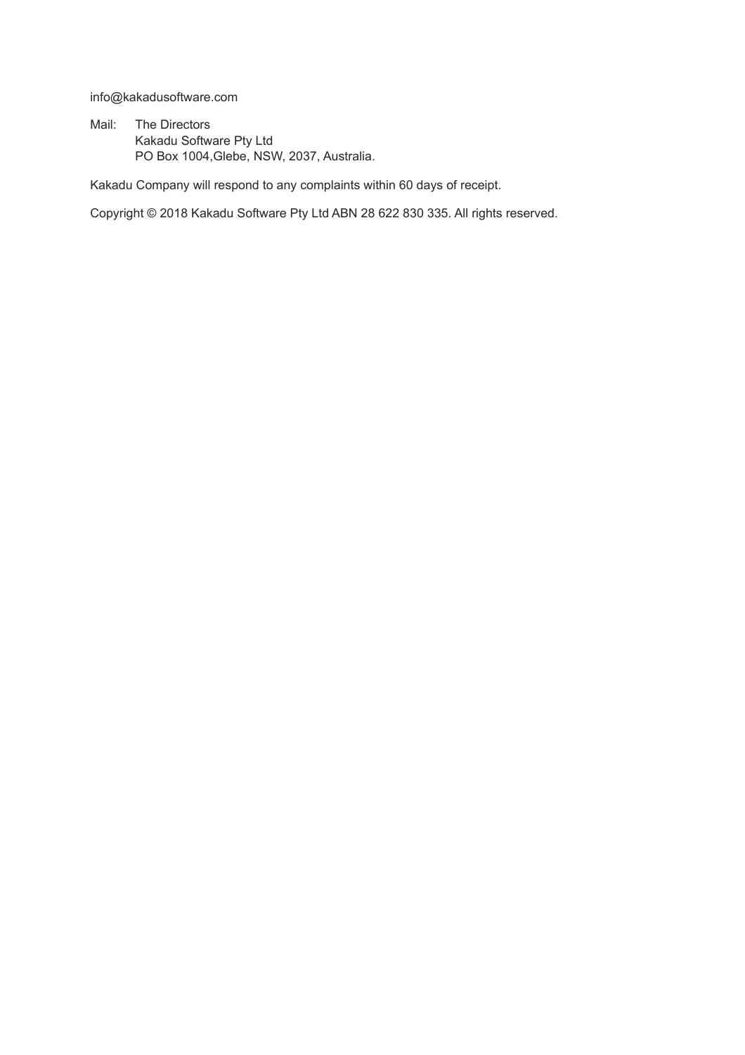info@kakadusoftware.com

Mail: The Directors
Kakadu Software Pty Ltd
PO Box 1004,Glebe, NSW, 2037, Australia.

Kakadu Company will respond to any complaints within 60 days of receipt.

Copyright © 2018 Kakadu Software Pty Ltd ABN 28 622 830 335. All rights reserved.